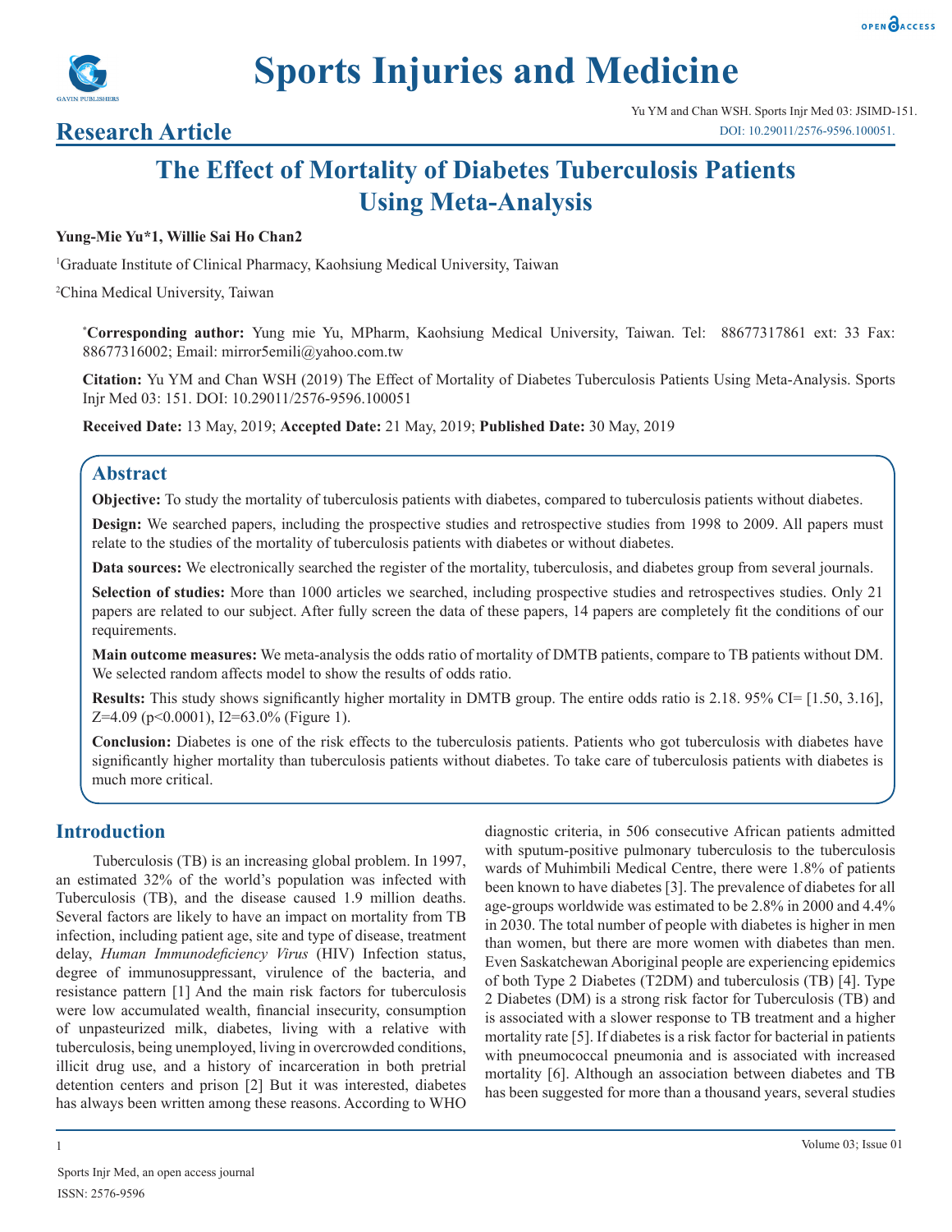# Sports Injuries and Medicine

## Research Article

Yu YM and Chan WSH. Sports Injr Med 03: JSIMD-151.
DOI: 10.29011/2576-9596.100051.

# The Effect of Mortality of Diabetes Tuberculosis Patients Using Meta-Analysis

**Yung-Mie Yu*1, Willie Sai Ho Chan2**

[1]Graduate Institute of Clinical Pharmacy, Kaohsiung Medical University, Taiwan

[2]China Medical University, Taiwan

***Corresponding author:** Yung mie Yu, MPharm, Kaohsiung Medical University, Taiwan. Tel: 88677317861 ext: 33 Fax: 88677316002; Email: mirror5emili@yahoo.com.tw

**Citation:** Yu YM and Chan WSH (2019) The Effect of Mortality of Diabetes Tuberculosis Patients Using Meta-Analysis. Sports Injr Med 03: 151. DOI: 10.29011/2576-9596.100051

**Received Date:** 13 May, 2019; **Accepted Date:** 21 May, 2019; **Published Date:** 30 May, 2019

## Abstract

**Objective:** To study the mortality of tuberculosis patients with diabetes, compared to tuberculosis patients without diabetes.

**Design:** We searched papers, including the prospective studies and retrospective studies from 1998 to 2009. All papers must relate to the studies of the mortality of tuberculosis patients with diabetes or without diabetes.

**Data sources:** We electronically searched the register of the mortality, tuberculosis, and diabetes group from several journals.

**Selection of studies:** More than 1000 articles we searched, including prospective studies and retrospectives studies. Only 21 papers are related to our subject. After fully screen the data of these papers, 14 papers are completely fit the conditions of our requirements.

**Main outcome measures:** We meta-analysis the odds ratio of mortality of DMTB patients, compare to TB patients without DM. We selected random affects model to show the results of odds ratio.

**Results:** This study shows significantly higher mortality in DMTB group. The entire odds ratio is 2.18. 95% CI= [1.50, 3.16], Z=4.09 (p<0.0001), I2=63.0% (Figure 1).

**Conclusion:** Diabetes is one of the risk effects to the tuberculosis patients. Patients who got tuberculosis with diabetes have significantly higher mortality than tuberculosis patients without diabetes. To take care of tuberculosis patients with diabetes is much more critical.

## Introduction

Tuberculosis (TB) is an increasing global problem. In 1997, an estimated 32% of the world's population was infected with Tuberculosis (TB), and the disease caused 1.9 million deaths. Several factors are likely to have an impact on mortality from TB infection, including patient age, site and type of disease, treatment delay, *Human Immunodeficiency Virus* (HIV) Infection status, degree of immunosuppressant, virulence of the bacteria, and resistance pattern [1] And the main risk factors for tuberculosis were low accumulated wealth, financial insecurity, consumption of unpasteurized milk, diabetes, living with a relative with tuberculosis, being unemployed, living in overcrowded conditions, illicit drug use, and a history of incarceration in both pretrial detention centers and prison [2] But it was interested, diabetes has always been written among these reasons. According to WHO diagnostic criteria, in 506 consecutive African patients admitted with sputum-positive pulmonary tuberculosis to the tuberculosis wards of Muhimbili Medical Centre, there were 1.8% of patients been known to have diabetes [3]. The prevalence of diabetes for all age-groups worldwide was estimated to be 2.8% in 2000 and 4.4% in 2030. The total number of people with diabetes is higher in men than women, but there are more women with diabetes than men. Even Saskatchewan Aboriginal people are experiencing epidemics of both Type 2 Diabetes (T2DM) and tuberculosis (TB) [4]. Type 2 Diabetes (DM) is a strong risk factor for Tuberculosis (TB) and is associated with a slower response to TB treatment and a higher mortality rate [5]. If diabetes is a risk factor for bacterial in patients with pneumococcal pneumonia and is associated with increased mortality [6]. Although an association between diabetes and TB has been suggested for more than a thousand years, several studies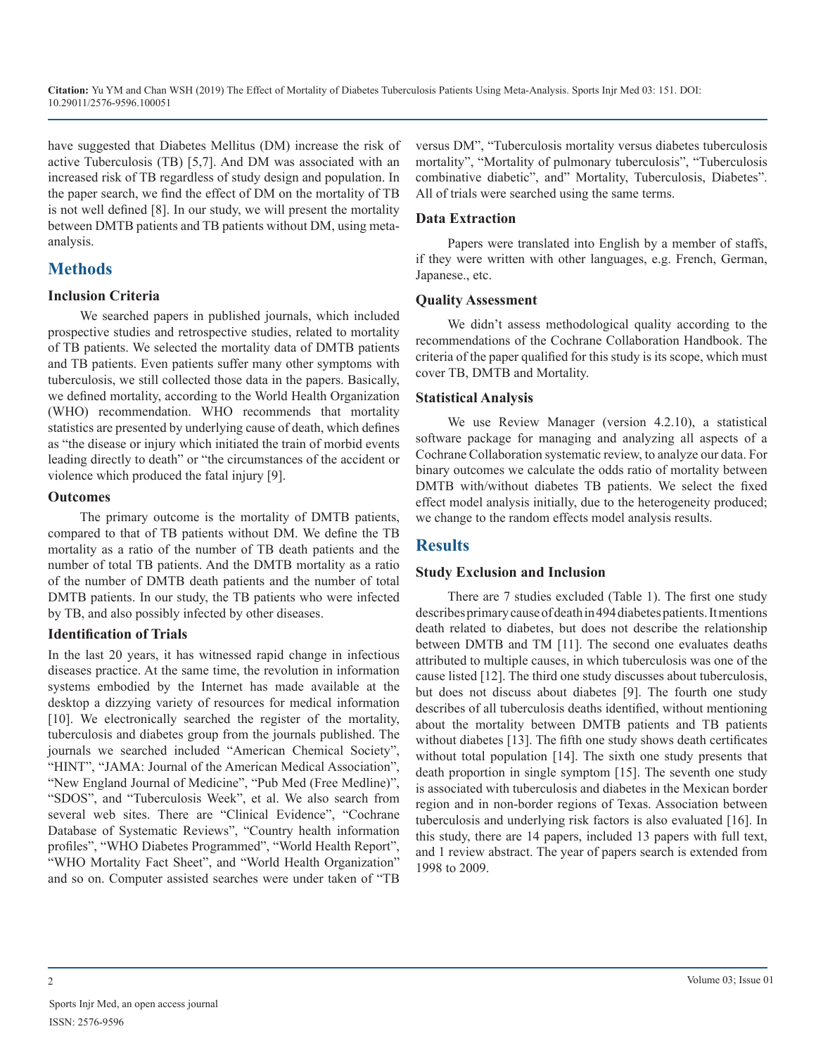have suggested that Diabetes Mellitus (DM) increase the risk of active Tuberculosis (TB) [5,7]. And DM was associated with an increased risk of TB regardless of study design and population. In the paper search, we find the effect of DM on the mortality of TB is not well defined [8]. In our study, we will present the mortality between DMTB patients and TB patients without DM, using meta-analysis.

## Methods

### Inclusion Criteria

We searched papers in published journals, which included prospective studies and retrospective studies, related to mortality of TB patients. We selected the mortality data of DMTB patients and TB patients. Even patients suffer many other symptoms with tuberculosis, we still collected those data in the papers. Basically, we defined mortality, according to the World Health Organization (WHO) recommendation. WHO recommends that mortality statistics are presented by underlying cause of death, which defines as "the disease or injury which initiated the train of morbid events leading directly to death" or "the circumstances of the accident or violence which produced the fatal injury [9].

### Outcomes

The primary outcome is the mortality of DMTB patients, compared to that of TB patients without DM. We define the TB mortality as a ratio of the number of TB death patients and the number of total TB patients. And the DMTB mortality as a ratio of the number of DMTB death patients and the number of total DMTB patients. In our study, the TB patients who were infected by TB, and also possibly infected by other diseases.

### Identification of Trials

In the last 20 years, it has witnessed rapid change in infectious diseases practice. At the same time, the revolution in information systems embodied by the Internet has made available at the desktop a dizzying variety of resources for medical information [10]. We electronically searched the register of the mortality, tuberculosis and diabetes group from the journals published. The journals we searched included "American Chemical Society", "HINT", "JAMA: Journal of the American Medical Association", "New England Journal of Medicine", "Pub Med (Free Medline)", "SDOS", and "Tuberculosis Week", et al. We also search from several web sites. There are "Clinical Evidence", "Cochrane Database of Systematic Reviews", "Country health information profiles", "WHO Diabetes Programmed", "World Health Report", "WHO Mortality Fact Sheet", and "World Health Organization" and so on. Computer assisted searches were under taken of "TB versus DM", "Tuberculosis mortality versus diabetes tuberculosis mortality", "Mortality of pulmonary tuberculosis", "Tuberculosis combinative diabetic", and" Mortality, Tuberculosis, Diabetes". All of trials were searched using the same terms.

### Data Extraction

Papers were translated into English by a member of staffs, if they were written with other languages, e.g. French, German, Japanese., etc.

### Quality Assessment

We didn't assess methodological quality according to the recommendations of the Cochrane Collaboration Handbook. The criteria of the paper qualified for this study is its scope, which must cover TB, DMTB and Mortality.

### Statistical Analysis

We use Review Manager (version 4.2.10), a statistical software package for managing and analyzing all aspects of a Cochrane Collaboration systematic review, to analyze our data. For binary outcomes we calculate the odds ratio of mortality between DMTB with/without diabetes TB patients. We select the fixed effect model analysis initially, due to the heterogeneity produced; we change to the random effects model analysis results.

## Results

### Study Exclusion and Inclusion

There are 7 studies excluded (Table 1). The first one study describes primary cause of death in 494 diabetes patients. It mentions death related to diabetes, but does not describe the relationship between DMTB and TM [11]. The second one evaluates deaths attributed to multiple causes, in which tuberculosis was one of the cause listed [12]. The third one study discusses about tuberculosis, but does not discuss about diabetes [9]. The fourth one study describes of all tuberculosis deaths identified, without mentioning about the mortality between DMTB patients and TB patients without diabetes [13]. The fifth one study shows death certificates without total population [14]. The sixth one study presents that death proportion in single symptom [15]. The seventh one study is associated with tuberculosis and diabetes in the Mexican border region and in non-border regions of Texas. Association between tuberculosis and underlying risk factors is also evaluated [16]. In this study, there are 14 papers, included 13 papers with full text, and 1 review abstract. The year of papers search is extended from 1998 to 2009.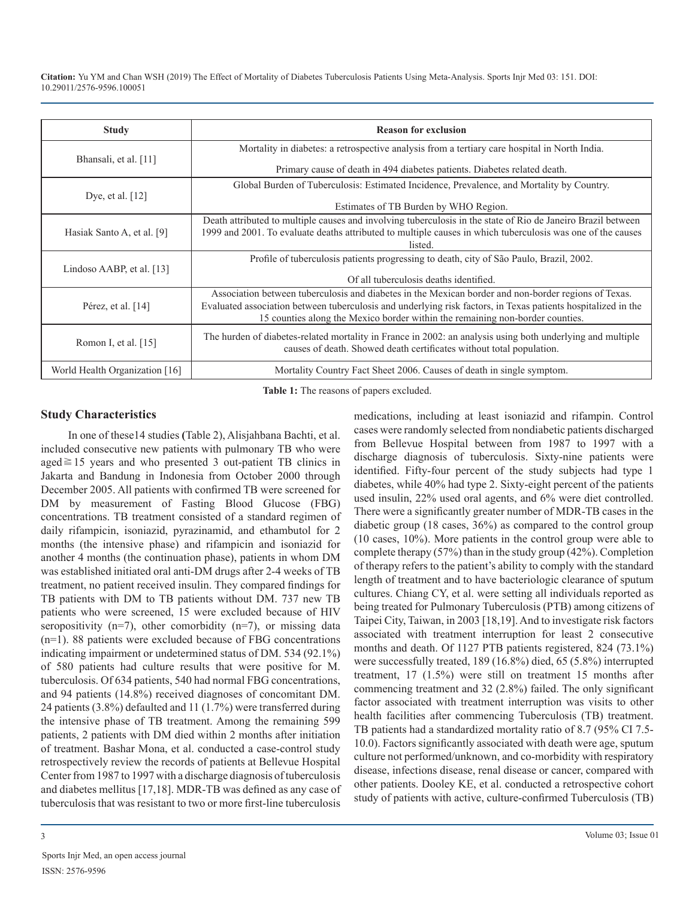| Study | Reason for exclusion |
|---|---|
| Bhansali, et al. [11] | Mortality in diabetes: a retrospective analysis from a tertiary care hospital in North India.<br><br>Primary cause of death in 494 diabetes patients. Diabetes related death. |
| Dye, et al. [12] | Global Burden of Tuberculosis: Estimated Incidence, Prevalence, and Mortality by Country.<br><br>Estimates of TB Burden by WHO Region. |
| Hasiak Santo A, et al. [9] | Death attributed to multiple causes and involving tuberculosis in the state of Rio de Janeiro Brazil between 1999 and 2001. To evaluate deaths attributed to multiple causes in which tuberculosis was one of the causes listed. |
| Lindoso AABP, et al. [13] | Profile of tuberculosis patients progressing to death, city of São Paulo, Brazil, 2002.<br><br>Of all tuberculosis deaths identified. |
| Pérez, et al. [14] | Association between tuberculosis and diabetes in the Mexican border and non-border regions of Texas. Evaluated association between tuberculosis and underlying risk factors, in Texas patients hospitalized in the 15 counties along the Mexico border within the remaining non-border counties. |
| Romon I, et al. [15] | The hurden of diabetes-related mortality in France in 2002: an analysis using both underlying and multiple causes of death. Showed death certificates without total population. |
| World Health Organization [16] | Mortality Country Fact Sheet 2006. Causes of death in single symptom. |

**Table 1:** The reasons of papers excluded.

## Study Characteristics

In one of these14 studies **(**Table 2), Alisjahbana Bachti, et al. included consecutive new patients with pulmonary TB who were aged≧15 years and who presented 3 out-patient TB clinics in Jakarta and Bandung in Indonesia from October 2000 through December 2005. All patients with confirmed TB were screened for DM by measurement of Fasting Blood Glucose (FBG) concentrations. TB treatment consisted of a standard regimen of daily rifampicin, isoniazid, pyrazinamid, and ethambutol for 2 months (the intensive phase) and rifampicin and isoniazid for another 4 months (the continuation phase), patients in whom DM was established initiated oral anti-DM drugs after 2-4 weeks of TB treatment, no patient received insulin. They compared findings for TB patients with DM to TB patients without DM. 737 new TB patients who were screened, 15 were excluded because of HIV seropositivity (n=7), other comorbidity (n=7), or missing data (n=1). 88 patients were excluded because of FBG concentrations indicating impairment or undetermined status of DM. 534 (92.1%) of 580 patients had culture results that were positive for M. tuberculosis. Of 634 patients, 540 had normal FBG concentrations, and 94 patients (14.8%) received diagnoses of concomitant DM. 24 patients (3.8%) defaulted and 11 (1.7%) were transferred during the intensive phase of TB treatment. Among the remaining 599 patients, 2 patients with DM died within 2 months after initiation of treatment. Bashar Mona, et al. conducted a case-control study retrospectively review the records of patients at Bellevue Hospital Center from 1987 to 1997 with a discharge diagnosis of tuberculosis and diabetes mellitus [17,18]. MDR-TB was defined as any case of tuberculosis that was resistant to two or more first-line tuberculosis medications, including at least isoniazid and rifampin. Control cases were randomly selected from nondiabetic patients discharged from Bellevue Hospital between from 1987 to 1997 with a discharge diagnosis of tuberculosis. Sixty-nine patients were identified. Fifty-four percent of the study subjects had type 1 diabetes, while 40% had type 2. Sixty-eight percent of the patients used insulin, 22% used oral agents, and 6% were diet controlled. There were a significantly greater number of MDR-TB cases in the diabetic group (18 cases, 36%) as compared to the control group (10 cases, 10%). More patients in the control group were able to complete therapy (57%) than in the study group (42%). Completion of therapy refers to the patient's ability to comply with the standard length of treatment and to have bacteriologic clearance of sputum cultures. Chiang CY, et al. were setting all individuals reported as being treated for Pulmonary Tuberculosis (PTB) among citizens of Taipei City, Taiwan, in 2003 [18,19]. And to investigate risk factors associated with treatment interruption for least 2 consecutive months and death. Of 1127 PTB patients registered, 824 (73.1%) were successfully treated, 189 (16.8%) died, 65 (5.8%) interrupted treatment, 17 (1.5%) were still on treatment 15 months after commencing treatment and 32 (2.8%) failed. The only significant factor associated with treatment interruption was visits to other health facilities after commencing Tuberculosis (TB) treatment. TB patients had a standardized mortality ratio of 8.7 (95% CI 7.5-10.0). Factors significantly associated with death were age, sputum culture not performed/unknown, and co-morbidity with respiratory disease, infections disease, renal disease or cancer, compared with other patients. Dooley KE, et al. conducted a retrospective cohort study of patients with active, culture-confirmed Tuberculosis (TB)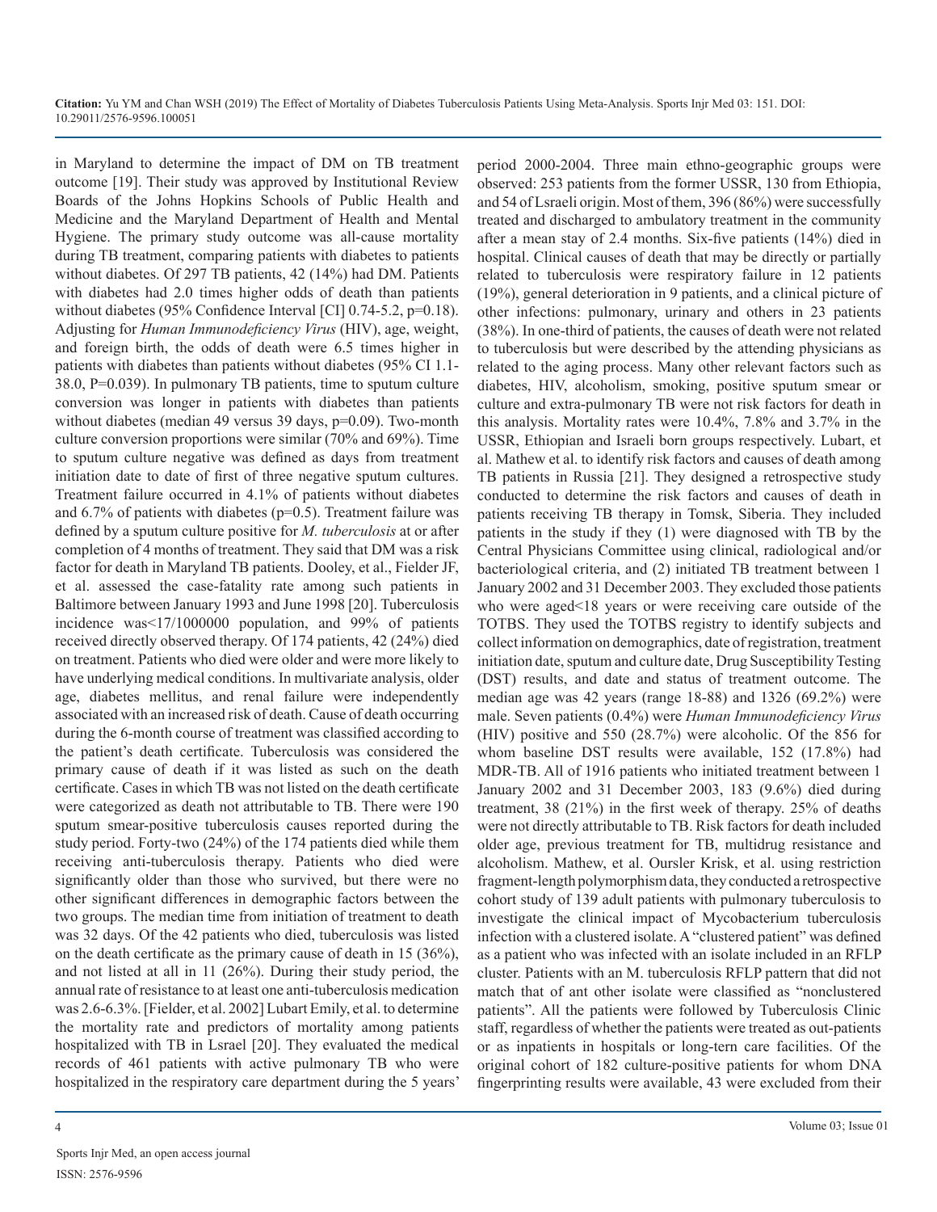in Maryland to determine the impact of DM on TB treatment outcome [19]. Their study was approved by Institutional Review Boards of the Johns Hopkins Schools of Public Health and Medicine and the Maryland Department of Health and Mental Hygiene. The primary study outcome was all-cause mortality during TB treatment, comparing patients with diabetes to patients without diabetes. Of 297 TB patients, 42 (14%) had DM. Patients with diabetes had 2.0 times higher odds of death than patients without diabetes (95% Confidence Interval [CI] 0.74-5.2, p=0.18). Adjusting for *Human Immunodeficiency Virus* (HIV), age, weight, and foreign birth, the odds of death were 6.5 times higher in patients with diabetes than patients without diabetes (95% CI 1.1-38.0, P=0.039). In pulmonary TB patients, time to sputum culture conversion was longer in patients with diabetes than patients without diabetes (median 49 versus 39 days, p=0.09). Two-month culture conversion proportions were similar (70% and 69%). Time to sputum culture negative was defined as days from treatment initiation date to date of first of three negative sputum cultures. Treatment failure occurred in 4.1% of patients without diabetes and 6.7% of patients with diabetes (p=0.5). Treatment failure was defined by a sputum culture positive for *M. tuberculosis* at or after completion of 4 months of treatment. They said that DM was a risk factor for death in Maryland TB patients. Dooley, et al., Fielder JF, et al. assessed the case-fatality rate among such patients in Baltimore between January 1993 and June 1998 [20]. Tuberculosis incidence was<17/1000000 population, and 99% of patients received directly observed therapy. Of 174 patients, 42 (24%) died on treatment. Patients who died were older and were more likely to have underlying medical conditions. In multivariate analysis, older age, diabetes mellitus, and renal failure were independently associated with an increased risk of death. Cause of death occurring during the 6-month course of treatment was classified according to the patient's death certificate. Tuberculosis was considered the primary cause of death if it was listed as such on the death certificate. Cases in which TB was not listed on the death certificate were categorized as death not attributable to TB. There were 190 sputum smear-positive tuberculosis causes reported during the study period. Forty-two (24%) of the 174 patients died while them receiving anti-tuberculosis therapy. Patients who died were significantly older than those who survived, but there were no other significant differences in demographic factors between the two groups. The median time from initiation of treatment to death was 32 days. Of the 42 patients who died, tuberculosis was listed on the death certificate as the primary cause of death in 15 (36%), and not listed at all in 11 (26%). During their study period, the annual rate of resistance to at least one anti-tuberculosis medication was 2.6-6.3%. [Fielder, et al. 2002] Lubart Emily, et al. to determine the mortality rate and predictors of mortality among patients hospitalized with TB in Lsrael [20]. They evaluated the medical records of 461 patients with active pulmonary TB who were hospitalized in the respiratory care department during the 5 years' period 2000-2004. Three main ethno-geographic groups were observed: 253 patients from the former USSR, 130 from Ethiopia, and 54 of Lsraeli origin. Most of them, 396 (86%) were successfully treated and discharged to ambulatory treatment in the community after a mean stay of 2.4 months. Six-five patients (14%) died in hospital. Clinical causes of death that may be directly or partially related to tuberculosis were respiratory failure in 12 patients (19%), general deterioration in 9 patients, and a clinical picture of other infections: pulmonary, urinary and others in 23 patients (38%). In one-third of patients, the causes of death were not related to tuberculosis but were described by the attending physicians as related to the aging process. Many other relevant factors such as diabetes, HIV, alcoholism, smoking, positive sputum smear or culture and extra-pulmonary TB were not risk factors for death in this analysis. Mortality rates were 10.4%, 7.8% and 3.7% in the USSR, Ethiopian and Israeli born groups respectively. Lubart, et al. Mathew et al. to identify risk factors and causes of death among TB patients in Russia [21]. They designed a retrospective study conducted to determine the risk factors and causes of death in patients receiving TB therapy in Tomsk, Siberia. They included patients in the study if they (1) were diagnosed with TB by the Central Physicians Committee using clinical, radiological and/or bacteriological criteria, and (2) initiated TB treatment between 1 January 2002 and 31 December 2003. They excluded those patients who were aged<18 years or were receiving care outside of the TOTBS. They used the TOTBS registry to identify subjects and collect information on demographics, date of registration, treatment initiation date, sputum and culture date, Drug Susceptibility Testing (DST) results, and date and status of treatment outcome. The median age was 42 years (range 18-88) and 1326 (69.2%) were male. Seven patients (0.4%) were *Human Immunodeficiency Virus* (HIV) positive and 550 (28.7%) were alcoholic. Of the 856 for whom baseline DST results were available, 152 (17.8%) had MDR-TB. All of 1916 patients who initiated treatment between 1 January 2002 and 31 December 2003, 183 (9.6%) died during treatment, 38 (21%) in the first week of therapy. 25% of deaths were not directly attributable to TB. Risk factors for death included older age, previous treatment for TB, multidrug resistance and alcoholism. Mathew, et al. Oursler Krisk, et al. using restriction fragment-length polymorphism data, they conducted a retrospective cohort study of 139 adult patients with pulmonary tuberculosis to investigate the clinical impact of Mycobacterium tuberculosis infection with a clustered isolate. A "clustered patient" was defined as a patient who was infected with an isolate included in an RFLP cluster. Patients with an M. tuberculosis RFLP pattern that did not match that of ant other isolate were classified as "nonclustered patients". All the patients were followed by Tuberculosis Clinic staff, regardless of whether the patients were treated as out-patients or as inpatients in hospitals or long-tern care facilities. Of the original cohort of 182 culture-positive patients for whom DNA fingerprinting results were available, 43 were excluded from their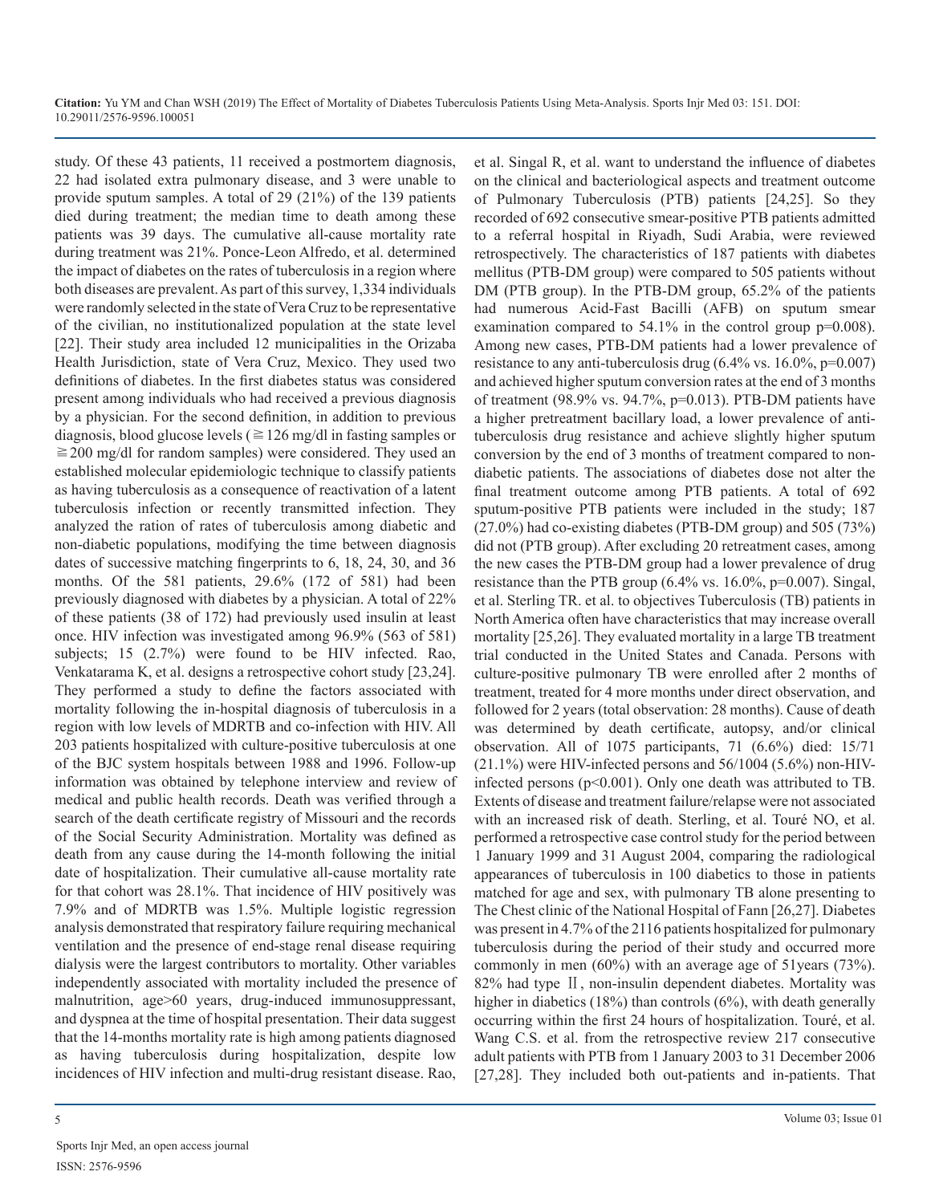study. Of these 43 patients, 11 received a postmortem diagnosis, 22 had isolated extra pulmonary disease, and 3 were unable to provide sputum samples. A total of 29 (21%) of the 139 patients died during treatment; the median time to death among these patients was 39 days. The cumulative all-cause mortality rate during treatment was 21%. Ponce-Leon Alfredo, et al. determined the impact of diabetes on the rates of tuberculosis in a region where both diseases are prevalent. As part of this survey, 1,334 individuals were randomly selected in the state of Vera Cruz to be representative of the civilian, no institutionalized population at the state level [22]. Their study area included 12 municipalities in the Orizaba Health Jurisdiction, state of Vera Cruz, Mexico. They used two definitions of diabetes. In the first diabetes status was considered present among individuals who had received a previous diagnosis by a physician. For the second definition, in addition to previous diagnosis, blood glucose levels (≧126 mg/dl in fasting samples or ≧200 mg/dl for random samples) were considered. They used an established molecular epidemiologic technique to classify patients as having tuberculosis as a consequence of reactivation of a latent tuberculosis infection or recently transmitted infection. They analyzed the ration of rates of tuberculosis among diabetic and non-diabetic populations, modifying the time between diagnosis dates of successive matching fingerprints to 6, 18, 24, 30, and 36 months. Of the 581 patients, 29.6% (172 of 581) had been previously diagnosed with diabetes by a physician. A total of 22% of these patients (38 of 172) had previously used insulin at least once. HIV infection was investigated among 96.9% (563 of 581) subjects; 15 (2.7%) were found to be HIV infected. Rao, Venkatarama K, et al. designs a retrospective cohort study [23,24]. They performed a study to define the factors associated with mortality following the in-hospital diagnosis of tuberculosis in a region with low levels of MDRTB and co-infection with HIV. All 203 patients hospitalized with culture-positive tuberculosis at one of the BJC system hospitals between 1988 and 1996. Follow-up information was obtained by telephone interview and review of medical and public health records. Death was verified through a search of the death certificate registry of Missouri and the records of the Social Security Administration. Mortality was defined as death from any cause during the 14-month following the initial date of hospitalization. Their cumulative all-cause mortality rate for that cohort was 28.1%. That incidence of HIV positively was 7.9% and of MDRTB was 1.5%. Multiple logistic regression analysis demonstrated that respiratory failure requiring mechanical ventilation and the presence of end-stage renal disease requiring dialysis were the largest contributors to mortality. Other variables independently associated with mortality included the presence of malnutrition, age>60 years, drug-induced immunosuppressant, and dyspnea at the time of hospital presentation. Their data suggest that the 14-months mortality rate is high among patients diagnosed as having tuberculosis during hospitalization, despite low incidences of HIV infection and multi-drug resistant disease. Rao, et al. Singal R, et al. want to understand the influence of diabetes on the clinical and bacteriological aspects and treatment outcome of Pulmonary Tuberculosis (PTB) patients [24,25]. So they recorded of 692 consecutive smear-positive PTB patients admitted to a referral hospital in Riyadh, Sudi Arabia, were reviewed retrospectively. The characteristics of 187 patients with diabetes mellitus (PTB-DM group) were compared to 505 patients without DM (PTB group). In the PTB-DM group, 65.2% of the patients had numerous Acid-Fast Bacilli (AFB) on sputum smear examination compared to 54.1% in the control group p=0.008). Among new cases, PTB-DM patients had a lower prevalence of resistance to any anti-tuberculosis drug (6.4% vs. 16.0%, p=0.007) and achieved higher sputum conversion rates at the end of 3 months of treatment (98.9% vs. 94.7%, p=0.013). PTB-DM patients have a higher pretreatment bacillary load, a lower prevalence of anti-tuberculosis drug resistance and achieve slightly higher sputum conversion by the end of 3 months of treatment compared to non-diabetic patients. The associations of diabetes dose not alter the final treatment outcome among PTB patients. A total of 692 sputum-positive PTB patients were included in the study; 187 (27.0%) had co-existing diabetes (PTB-DM group) and 505 (73%) did not (PTB group). After excluding 20 retreatment cases, among the new cases the PTB-DM group had a lower prevalence of drug resistance than the PTB group (6.4% vs. 16.0%, p=0.007). Singal, et al. Sterling TR. et al. to objectives Tuberculosis (TB) patients in North America often have characteristics that may increase overall mortality [25,26]. They evaluated mortality in a large TB treatment trial conducted in the United States and Canada. Persons with culture-positive pulmonary TB were enrolled after 2 months of treatment, treated for 4 more months under direct observation, and followed for 2 years (total observation: 28 months). Cause of death was determined by death certificate, autopsy, and/or clinical observation. All of 1075 participants, 71 (6.6%) died: 15/71 (21.1%) were HIV-infected persons and 56/1004 (5.6%) non-HIV-infected persons (p<0.001). Only one death was attributed to TB. Extents of disease and treatment failure/relapse were not associated with an increased risk of death. Sterling, et al. Touré NO, et al. performed a retrospective case control study for the period between 1 January 1999 and 31 August 2004, comparing the radiological appearances of tuberculosis in 100 diabetics to those in patients matched for age and sex, with pulmonary TB alone presenting to The Chest clinic of the National Hospital of Fann [26,27]. Diabetes was present in 4.7% of the 2116 patients hospitalized for pulmonary tuberculosis during the period of their study and occurred more commonly in men (60%) with an average age of 51years (73%). 82% had type Ⅱ, non-insulin dependent diabetes. Mortality was higher in diabetics (18%) than controls (6%), with death generally occurring within the first 24 hours of hospitalization. Touré, et al. Wang C.S. et al. from the retrospective review 217 consecutive adult patients with PTB from 1 January 2003 to 31 December 2006 [27,28]. They included both out-patients and in-patients. That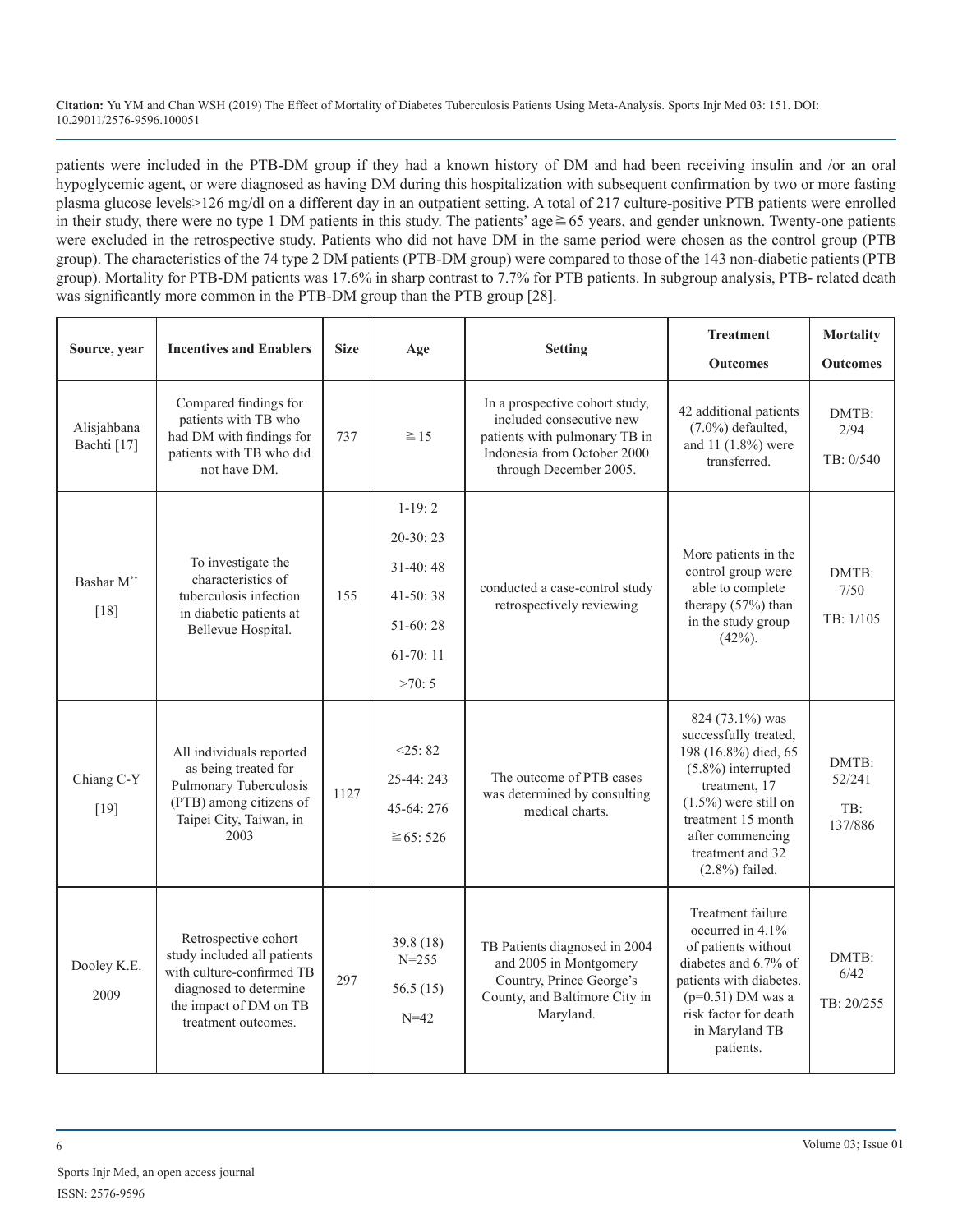patients were included in the PTB-DM group if they had a known history of DM and had been receiving insulin and /or an oral hypoglycemic agent, or were diagnosed as having DM during this hospitalization with subsequent confirmation by two or more fasting plasma glucose levels>126 mg/dl on a different day in an outpatient setting. A total of 217 culture-positive PTB patients were enrolled in their study, there were no type 1 DM patients in this study. The patients' age≧65 years, and gender unknown. Twenty-one patients were excluded in the retrospective study. Patients who did not have DM in the same period were chosen as the control group (PTB group). The characteristics of the 74 type 2 DM patients (PTB-DM group) were compared to those of the 143 non-diabetic patients (PTB group). Mortality for PTB-DM patients was 17.6% in sharp contrast to 7.7% for PTB patients. In subgroup analysis, PTB- related death was significantly more common in the PTB-DM group than the PTB group [28].

| Source, year | Incentives and Enablers | Size | Age | Setting | Treatment Outcomes | Mortality Outcomes |
|---|---|---|---|---|---|---|
| Alisjahbana Bachti [17] | Compared findings for patients with TB who had DM with findings for patients with TB who did not have DM. | 737 | ≧15 | In a prospective cohort study, included consecutive new patients with pulmonary TB in Indonesia from October 2000 through December 2005. | 42 additional patients (7.0%) defaulted, and 11 (1.8%) were transferred. | DMTB: 2/94 TB: 0/540 |
| Bashar M** [18] | To investigate the characteristics of tuberculosis infection in diabetic patients at Bellevue Hospital. | 155 | 1-19: 2 20-30: 23 31-40: 48 41-50: 38 51-60: 28 61-70: 11 >70: 5 | conducted a case-control study retrospectively reviewing | More patients in the control group were able to complete therapy (57%) than in the study group (42%). | DMTB: 7/50 TB: 1/105 |
| Chiang C-Y [19] | All individuals reported as being treated for Pulmonary Tuberculosis (PTB) among citizens of Taipei City, Taiwan, in 2003 | 1127 | <25: 82 25-44: 243 45-64: 276 ≧65: 526 | The outcome of PTB cases was determined by consulting medical charts. | 824 (73.1%) was successfully treated, 198 (16.8%) died, 65 (5.8%) interrupted treatment, 17 (1.5%) were still on treatment 15 month after commencing treatment and 32 (2.8%) failed. | DMTB: 52/241 TB: 137/886 |
| Dooley K.E. 2009 | Retrospective cohort study included all patients with culture-confirmed TB diagnosed to determine the impact of DM on TB treatment outcomes. | 297 | 39.8 (18) N=255 56.5 (15) N=42 | TB Patients diagnosed in 2004 and 2005 in Montgomery Country, Prince George's County, and Baltimore City in Maryland. | Treatment failure occurred in 4.1% of patients without diabetes and 6.7% of patients with diabetes. (p=0.51) DM was a risk factor for death in Maryland TB patients. | DMTB: 6/42 TB: 20/255 |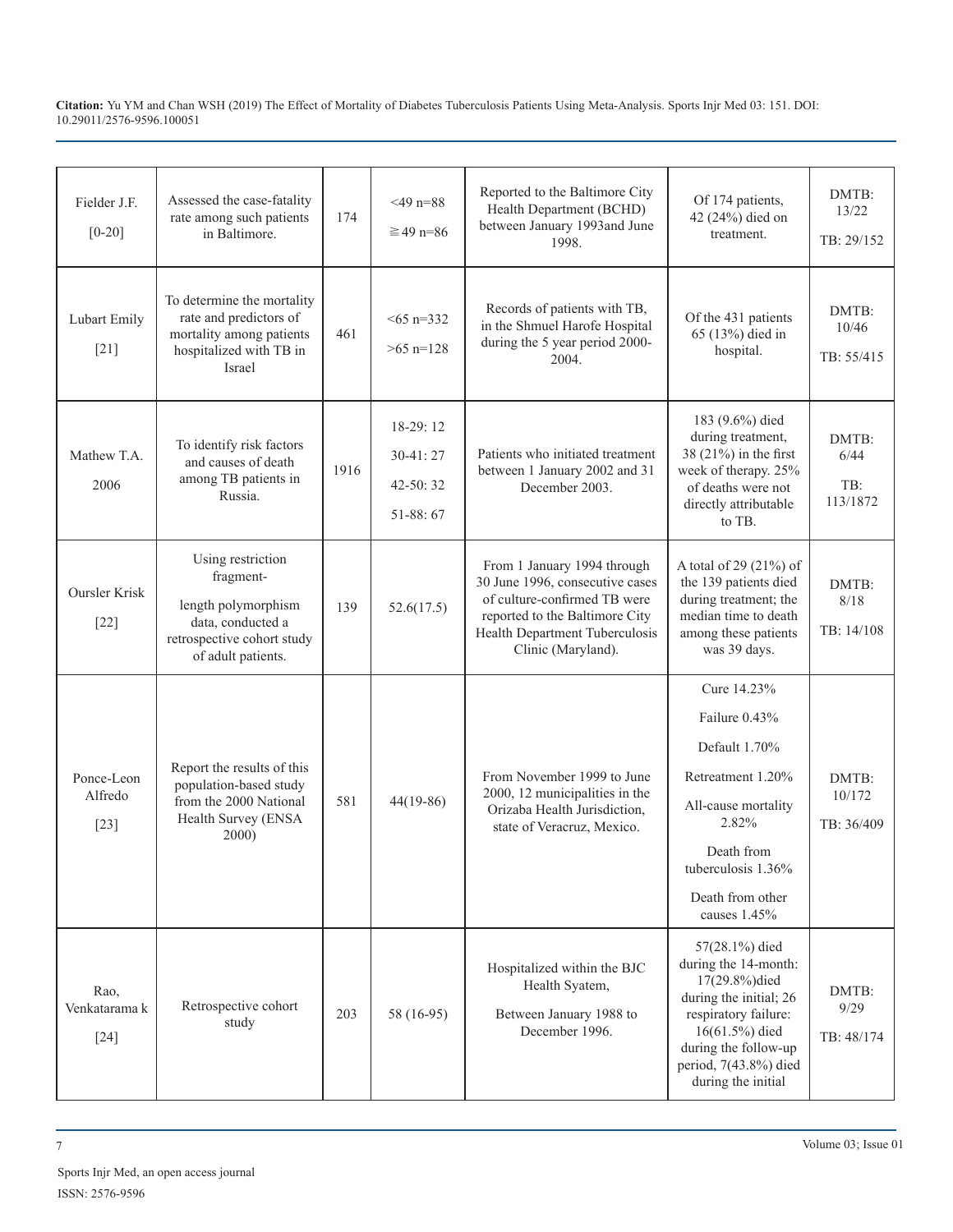| Fielder J.F. [0-20] | Assessed the case-fatality rate among such patients in Baltimore. | 174 | <49 n=88<br>≧49 n=86 | Reported to the Baltimore City Health Department (BCHD) between January 1993and June 1998. | Of 174 patients, 42 (24%) died on treatment. | DMTB: 13/22<br>TB: 29/152 |
|---|---|---|---|---|---|---|
| Lubart Emily [21] | To determine the mortality rate and predictors of mortality among patients hospitalized with TB in Israel | 461 | <65 n=332<br>>65 n=128 | Records of patients with TB, in the Shmuel Harofe Hospital during the 5 year period 2000-2004. | Of the 431 patients 65 (13%) died in hospital. | DMTB: 10/46<br>TB: 55/415 |
| Mathew T.A. 2006 | To identify risk factors and causes of death among TB patients in Russia. | 1916 | 18-29: 12<br>30-41: 27<br>42-50: 32<br>51-88: 67 | Patients who initiated treatment between 1 January 2002 and 31 December 2003. | 183 (9.6%) died during treatment, 38 (21%) in the first week of therapy. 25% of deaths were not directly attributable to TB. | DMTB: 6/44<br>TB: 113/1872 |
| Oursler Krisk [22] | Using restriction fragment-<br>length polymorphism data, conducted a retrospective cohort study of adult patients. | 139 | 52.6(17.5) | From 1 January 1994 through 30 June 1996, consecutive cases of culture-confirmed TB were reported to the Baltimore City Health Department Tuberculosis Clinic (Maryland). | A total of 29 (21%) of the 139 patients died during treatment; the median time to death among these patients was 39 days. | DMTB: 8/18<br>TB: 14/108 |
| Ponce-Leon Alfredo [23] | Report the results of this population-based study from the 2000 National Health Survey (ENSA 2000) | 581 | 44(19-86) | From November 1999 to June 2000, 12 municipalities in the Orizaba Health Jurisdiction, state of Veracruz, Mexico. | Cure 14.23%<br>Failure 0.43%<br>Default 1.70%<br>Retreatment 1.20%<br>All-cause mortality 2.82%<br>Death from tuberculosis 1.36%<br>Death from other causes 1.45% | DMTB: 10/172<br>TB: 36/409 |
| Rao, Venkatarama k [24] | Retrospective cohort study | 203 | 58 (16-95) | Hospitalized within the BJC Health Syatem,<br>Between January 1988 to December 1996. | 57(28.1%) died during the 14-month: 17(29.8%)died during the initial; 26 respiratory failure: 16(61.5%) died during the follow-up period, 7(43.8%) died during the initial | DMTB: 9/29<br>TB: 48/174 |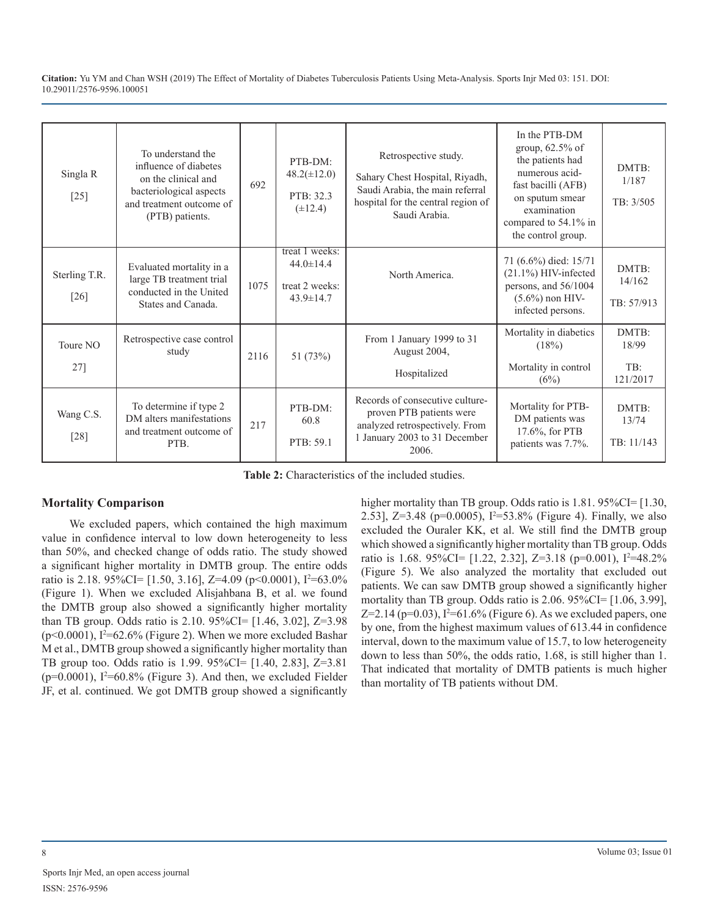| Singla R [25] | To understand the influence of diabetes on the clinical and bacteriological aspects and treatment outcome of (PTB) patients. | 692 | PTB-DM: 48.2(±12.0) PTB: 32.3 (±12.4) | Retrospective study. Sahary Chest Hospital, Riyadh, Saudi Arabia, the main referral hospital for the central region of Saudi Arabia. | In the PTB-DM group, 62.5% of the patients had numerous acid-fast bacilli (AFB) on sputum smear examination compared to 54.1% in the control group. | DMTB: 1/187 TB: 3/505 |
|---|---|---|---|---|---|---|
| Sterling T.R. [26] | Evaluated mortality in a large TB treatment trial conducted in the United States and Canada. | 1075 | treat 1 weeks: 44.0±14.4 treat 2 weeks: 43.9±14.7 | North America. | 71 (6.6%) died: 15/71 (21.1%) HIV-infected persons, and 56/1004 (5.6%) non HIV-infected persons. | DMTB: 14/162 TB: 57/913 |
| Toure NO 27] | Retrospective case control study | 2116 | 51 (73%) | From 1 January 1999 to 31 August 2004, Hospitalized | Mortality in diabetics (18%) Mortality in control (6%) | DMTB: 18/99 TB: 121/2017 |
| Wang C.S. [28] | To determine if type 2 DM alters manifestations and treatment outcome of PTB. | 217 | PTB-DM: 60.8 PTB: 59.1 | Records of consecutive culture-proven PTB patients were analyzed retrospectively. From 1 January 2003 to 31 December 2006. | Mortality for PTB-DM patients was 17.6%, for PTB patients was 7.7%. | DMTB: 13/74 TB: 11/143 |

**Table 2:** Characteristics of the included studies.

## Mortality Comparison

We excluded papers, which contained the high maximum value in confidence interval to low down heterogeneity to less than 50%, and checked change of odds ratio. The study showed a significant higher mortality in DMTB group. The entire odds ratio is 2.18. 95%CI= [1.50, 3.16], Z=4.09 ($p<0.0001$), $I^2$=63.0% (Figure 1). When we excluded Alisjahbana B, et al. we found the DMTB group also showed a significantly higher mortality than TB group. Odds ratio is 2.10. 95%CI= [1.46, 3.02], Z=3.98 ($p<0.0001$), $I^2$=62.6% (Figure 2). When we more excluded Bashar M et al., DMTB group showed a significantly higher mortality than TB group too. Odds ratio is 1.99. 95%CI= [1.40, 2.83], Z=3.81 (p=0.0001), $I^2$=60.8% (Figure 3). And then, we excluded Fielder JF, et al. continued. We got DMTB group showed a significantly higher mortality than TB group. Odds ratio is 1.81. 95%CI= [1.30, 2.53], Z=3.48 (p=0.0005), $I^2$=53.8% (Figure 4). Finally, we also excluded the Ouraler KK, et al. We still find the DMTB group which showed a significantly higher mortality than TB group. Odds ratio is 1.68. 95%CI= [1.22, 2.32], Z=3.18 (p=0.001), $I^2$=48.2% (Figure 5). We also analyzed the mortality that excluded out patients. We can saw DMTB group showed a significantly higher mortality than TB group. Odds ratio is 2.06. 95%CI= [1.06, 3.99], Z=2.14 (p=0.03), $I^2$=61.6% (Figure 6). As we excluded papers, one by one, from the highest maximum values of 613.44 in confidence interval, down to the maximum value of 15.7, to low heterogeneity down to less than 50%, the odds ratio, 1.68, is still higher than 1. That indicated that mortality of DMTB patients is much higher than mortality of TB patients without DM.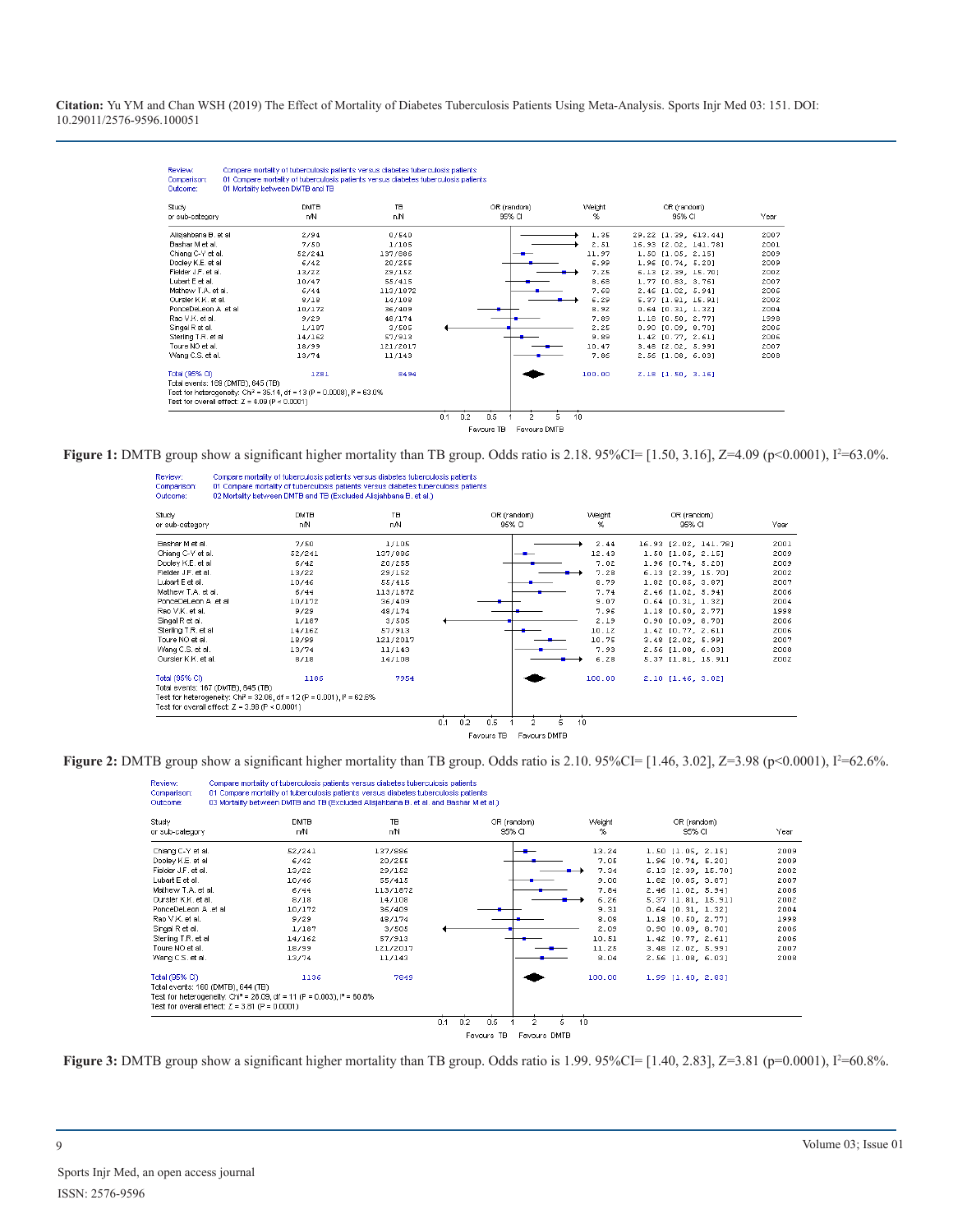**Citation:** Yu YM and Chan WSH (2019) The Effect of Mortality of Diabetes Tuberculosis Patients Using Meta-Analysis. Sports Injr Med 03: 151. DOI: 10.29011/2576-9596.100051

Review: Compare mortality of tuberculosis patients versus diabetes tuberculosis patients
Comparison: 01 Compare mortality of tuberculosis patients versus diabetes tuberculosis patients
Outcome: 01 Mortality between DMTB and TB

| Study or sub-category | DMTB n/N | TB n/N | Weight % | OR (random) 95% CI | Year |
|---|---|---|---|---|---|
| Alisjahbana B. et al | 2/94 | 0/540 | 1.35 | 29.22 [1.39, 613.44] | 2007 |
| Bashar M et al | 7/50 | 1/105 | 2.51 | 16.93 [2.02, 141.78] | 2001 |
| Chiang C-Y et al. | 52/241 | 137/886 | 11.97 | 1.50 [1.05, 2.15] | 2009 |
| Dooley K.E. et al | 6/42 | 20/255 | 5.99 | 1.96 [0.74, 5.20] | 2009 |
| Fielder J.F. et al. | 13/22 | 29/152 | 7.25 | 6.13 [2.39, 15.70] | 2002 |
| Lubart E et al. | 10/47 | 55/415 | 8.68 | 1.77 [0.83, 3.76] | 2007 |
| Mathew T.A. et al. | 6/44 | 113/1872 | 7.68 | 2.46 [1.02, 5.94] | 2006 |
| Oursler K.K. et al. | 8/18 | 14/108 | 6.29 | 5.37 [1.81, 15.91] | 2002 |
| PonceDeLeon A. et al | 10/172 | 36/409 | 8.92 | 0.64 [0.31, 1.32] | 2004 |
| Rao V.K. et al. | 9/29 | 48/174 | 7.89 | 1.18 [0.50, 2.77] | 1998 |
| Singal R et al. | 1/187 | 3/505 | 2.25 | 0.90 [0.09, 8.70] | 2006 |
| Sterling T.R. et al | 14/162 | 57/913 | 9.89 | 1.42 [0.77, 2.61] | 2006 |
| Toure NO et al. | 18/99 | 121/2017 | 10.47 | 3.48 [2.02, 5.99] | 2007 |
| Wang C.S. et al. | 13/74 | 11/143 | 7.86 | 2.56 [1.08, 6.03] | 2008 |
| Total (95% CI) | 1281 | 8494 | 100.00 | 2.18 [1.50, 3.16] | |

Total events: 169 (DMTB), 645 (TB)
Test for heterogeneity: Chi² = 35.14, df = 13 (P = 0.0008), I² = 63.0%
Test for overall effect: Z = 4.09 (P < 0.0001)

Favours TB — Favours DMTB

**Figure 1:** DMTB group show a significant higher mortality than TB group. Odds ratio is 2.18. 95%CI= [1.50, 3.16], Z=4.09 (p<0.0001), $I^2$=63.0%.

Review: Compare mortality of tuberculosis patients versus diabetes tuberculosis patients
Comparison: 01 Compare mortality of tuberculosis patients versus diabetes tuberculosis patients
Outcome: 02 Mortality between DMTB and TB (Excluded Alisjahbana B. et al.)

| Study or sub-category | DMTB n/N | TB n/N | Weight % | OR (random) 95% CI | Year |
|---|---|---|---|---|---|
| Bashar M et al | 7/50 | 1/105 | 2.44 | 16.93 [2.02, 141.78] | 2001 |
| Chiang C-Y et al. | 52/241 | 137/886 | 12.43 | 1.50 [1.05, 2.15] | 2009 |
| Dooley K.E. et al | 6/42 | 20/255 | 7.02 | 1.96 [0.74, 5.20] | 2009 |
| Fielder J.F. et al | 13/22 | 29/152 | 7.28 | 6.13 [2.39, 15.70] | 2002 |
| Lubart E et al. | 10/46 | 55/415 | 8.79 | 1.82 [0.85, 3.87] | 2007 |
| Mathew T.A. et al. | 6/44 | 113/1872 | 7.74 | 2.46 [1.02, 5.94] | 2006 |
| PonceDeLeon A. et al | 10/172 | 36/409 | 9.07 | 0.64 [0.31, 1.32] | 2004 |
| Rao V.K. et al. | 9/29 | 48/174 | 7.96 | 1.18 [0.50, 2.77] | 1998 |
| Singal R et al. | 1/187 | 3/505 | 2.19 | 0.90 [0.09, 8.70] | 2006 |
| Sterling T.R. et al | 14/162 | 57/913 | 10.12 | 1.42 [0.77, 2.61] | 2006 |
| Toure NO et al. | 18/99 | 121/2017 | 10.75 | 3.48 [2.02, 5.99] | 2007 |
| Wang C.S. et al. | 13/74 | 11/143 | 7.93 | 2.56 [1.08, 6.03] | 2008 |
| Oursler K.K. et al | 8/18 | 14/108 | 6.28 | 5.37 [1.81, 15.91] | 2002 |
| Total (95% CI) | 1186 | 7954 | 100.00 | 2.10 [1.46, 3.02] | |

Total events: 167 (DMTB), 645 (TB)
Test for heterogeneity: Chi² = 32.06, df = 12 (P = 0.001), I² = 62.6%
Test for overall effect: Z = 3.98 (P < 0.0001)

Favours TB — Favours DMTB

**Figure 2:** DMTB group show a significant higher mortality than TB group. Odds ratio is 2.10. 95%CI= [1.46, 3.02], Z=3.98 (p<0.0001), $I^2$=62.6%.

Review: Compare mortality of tuberculosis patients versus diabetes tuberculosis patients
Comparison: 01 Compare mortality of tuberculosis patients versus diabetes tuberculosis patients
Outcome: 03 Mortality between DMTB and TB (Excluded Alisjahbana B. et al. and Bashar M et al.)

| Study or sub-category | DMTB n/N | TB n/N | Weight % | OR (random) 95% CI | Year |
|---|---|---|---|---|---|
| Chiang C-Y et al. | 52/241 | 137/886 | 13.24 | 1.50 [1.05, 2.15] | 2009 |
| Dooley K.E. et al. | 6/42 | 20/255 | 7.05 | 1.96 [0.74, 5.20] | 2009 |
| Fielder J.F. et al. | 13/22 | 29/152 | 7.34 | 6.13 [2.39, 15.70] | 2002 |
| Lubart E et al. | 10/46 | 55/415 | 9.00 | 1.82 [0.85, 3.87] | 2007 |
| Mathew T.A. et al. | 6/44 | 113/1872 | 7.84 | 2.46 [1.02, 5.94] | 2006 |
| Oursler K.K. et al. | 8/18 | 14/108 | 6.26 | 5.37 [1.81, 15.91] | 2002 |
| PonceDeLeon A. et al | 10/172 | 36/409 | 9.31 | 0.64 [0.31, 1.32] | 2004 |
| Rao V.K. et al. | 9/29 | 48/174 | 8.08 | 1.18 [0.50, 2.77] | 1998 |
| Singal R et al. | 1/187 | 3/505 | 2.09 | 0.90 [0.09, 8.70] | 2006 |
| Sterling T.R. et al | 14/162 | 57/913 | 10.51 | 1.42 [0.77, 2.61] | 2006 |
| Toure NO et al. | 18/99 | 121/2017 | 11.25 | 3.48 [2.02, 5.99] | 2007 |
| Wang C.S. et al. | 13/74 | 11/143 | 8.04 | 2.56 [1.08, 6.03] | 2008 |
| Total (95% CI) | 1136 | 7849 | 100.00 | 1.99 [1.40, 2.83] | |

Total events: 160 (DMTB), 644 (TB)
Test for heterogeneity: Chi² = 28.09, df = 11 (P = 0.003), I² = 60.8%
Test for overall effect: Z = 3.81 (P = 0.0001)

Favours TB — Favours DMTB

**Figure 3:** DMTB group show a significant higher mortality than TB group. Odds ratio is 1.99. 95%CI= [1.40, 2.83], Z=3.81 (p=0.0001), $I^2$=60.8%.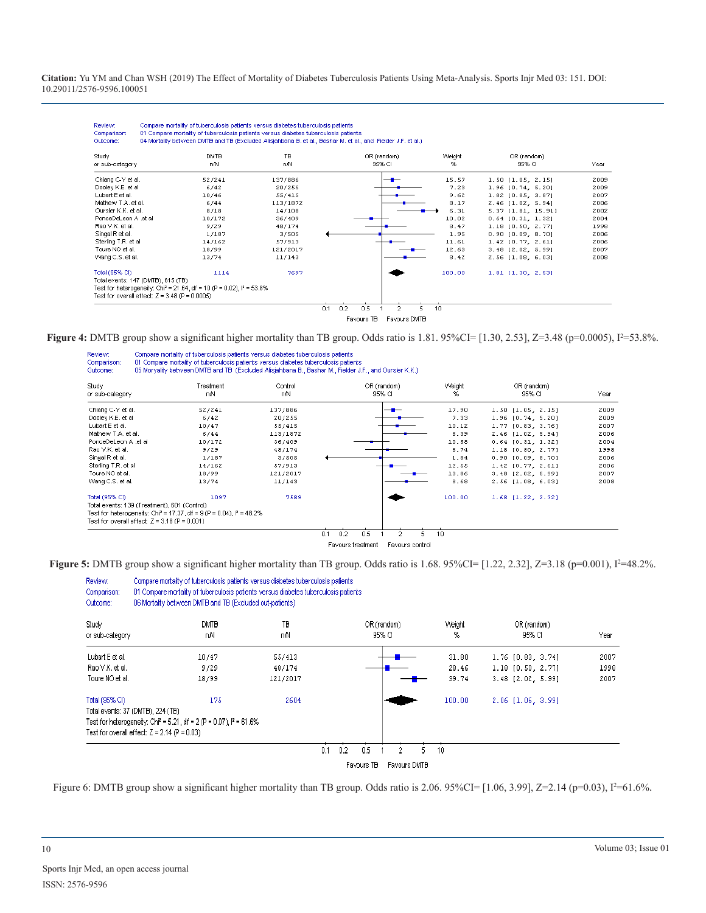Citation: Yu YM and Chan WSH (2019) The Effect of Mortality of Diabetes Tuberculosis Patients Using Meta-Analysis. Sports Injr Med 03: 151. DOI: 10.29011/2576-9596.100051

Review: Compare mortality of tuberculosis patients versus diabetes tuberculosis patients
Comparison: 01 Compare mortality of tuberculosis patients versus diabetes tuberculosis patients
Outcome: 04 Mortality between DMTB and TB (Excluded Alisjahbana B. et al., Bashar M. et al., and Fielder J.F. et al.)

| Study or sub-category | DMTB n/N | TB n/N | Weight % | OR (random) 95% CI | Year |
|---|---|---|---|---|---|
| Chiang C-Y et al. | 52/241 | 137/886 | 15.57 | 1.50 [1.05, 2.15] | 2009 |
| Dooley K.E. et al | 6/42 | 20/255 | 7.23 | 1.96 [0.74, 5.20] | 2009 |
| Lubart E et al. | 10/46 | 55/415 | 9.62 | 1.82 [0.85, 3.87] | 2007 |
| Mathew T.A. et al. | 6/44 | 113/1872 | 8.17 | 2.46 [1.02, 5.94] | 2006 |
| Oursler K.K. et al. | 8/18 | 14/108 | 6.31 | 5.37 [1.81, 15.91] | 2002 |
| PonceDeLeon A. et al | 10/172 | 36/409 | 10.02 | 0.64 [0.31, 1.32] | 2004 |
| Rao V.K. et al. | 9/29 | 48/174 | 8.47 | 1.18 [0.50, 2.77] | 1998 |
| Singal R et al. | 1/187 | 3/505 | 1.95 | 0.90 [0.09, 8.70] | 2006 |
| Sterling T.R. et al | 14/162 | 57/913 | 11.61 | 1.42 [0.77, 2.61] | 2006 |
| Toure NO et al. | 18/99 | 121/2017 | 12.63 | 3.48 [2.02, 5.99] | 2007 |
| Wang C.S. et al. | 13/74 | 11/143 | 8.42 | 2.56 [1.08, 6.03] | 2008 |
| Total (95% CI) | 1114 | 7697 | 100.00 | 1.81 [1.30, 2.53] | |

Total events: 147 (DMTB), 615 (TB)
Test for heterogeneity: Chi² = 21.64, df = 10 (P = 0.02), I² = 53.8%
Test for overall effect: Z = 3.48 (P = 0.0005)

0.1 0.2 0.5 1 2 5 10
Favours TB Favours DMTB

**Figure 4:** DMTB group show a significant higher mortality than TB group. Odds ratio is 1.81. 95%CI= [1.30, 2.53], Z=3.48 (p=0.0005), $I^2$=53.8%.

Review: Compare mortality of tuberculosis patients versus diabetes tuberculosis patients
Comparison: 01 Compare mortality of tuberculosis patients versus diabetes tuberculosis patients
Outcome: 05 Moryality between DMTB and TB (Excluded Alisjahbana B., Bashar M., Fielder J.F., and Oursler K.K.)

| Study or sub-category | Treatment n/N | Control n/N | Weight % | OR (random) 95% CI | Year |
|---|---|---|---|---|---|
| Chiang C-Y et al. | 52/241 | 137/886 | 17.90 | 1.50 [1.05, 2.15] | 2009 |
| Dooley K.E. et al | 6/42 | 20/255 | 7.33 | 1.96 [0.74, 5.20] | 2009 |
| Lubart E et al. | 10/47 | 55/415 | 10.12 | 1.77 [0.83, 3.76] | 2007 |
| Mathew T.A. et al. | 6/44 | 113/1872 | 8.39 | 2.46 [1.02, 5.94] | 2006 |
| PonceDeLeon A. et al | 10/172 | 36/409 | 10.58 | 0.64 [0.31, 1.32] | 2004 |
| Rao V.K. et al. | 9/29 | 48/174 | 8.74 | 1.18 [0.50, 2.77] | 1998 |
| Singal R et al. | 1/187 | 3/505 | 1.84 | 0.90 [0.09, 8.70] | 2006 |
| Sterling T.R. et al | 14/162 | 57/913 | 12.55 | 1.42 [0.77, 2.61] | 2006 |
| Toure NO et al. | 18/99 | 121/2017 | 13.86 | 3.48 [2.02, 5.99] | 2007 |
| Wang C.S. et al. | 13/74 | 11/143 | 8.69 | 2.56 [1.08, 6.03] | 2008 |
| Total (95% CI) | 1097 | 7589 | 100.00 | 1.68 [1.22, 2.32] | |

Total events: 139 (Treatment), 601 (Control)
Test for heterogeneity: Chi² = 17.37, df = 9 (P = 0.04), I² = 48.2%
Test for overall effect: Z = 3.18 (P = 0.001)

0.1 0.2 0.5 1 2 5 10
Favours treatment Favours control

**Figure 5:** DMTB group show a significant higher mortality than TB group. Odds ratio is 1.68. 95%CI= [1.22, 2.32], Z=3.18 (p=0.001), $I^2$=48.2%.

Review: Compare mortality of tuberculosis patients versus diabetes tuberculosis patients
Comparison: 01 Compare mortality of tuberculosis patients versus diabetes tuberculosis patients
Outcome: 06 Mortality between DMTB and TB (Excluded out-patients)

| Study or sub-category | DMTB n/N | TB n/N | Weight % | OR (random) 95% CI | Year |
|---|---|---|---|---|---|
| Lubart E et al. | 10/47 | 55/413 | 31.80 | 1.76 [0.83, 3.74] | 2007 |
| Rao V.K. et al. | 9/29 | 48/174 | 28.46 | 1.18 [0.50, 2.77] | 1998 |
| Toure NO et al. | 18/99 | 121/2017 | 39.74 | 3.48 [2.02, 5.99] | 2007 |
| Total (95% CI) | 175 | 2604 | 100.00 | 2.06 [1.06, 3.99] | |

Total events: 37 (DMTB), 224 (TB)
Test for heterogeneity: Chi² = 5.21, df = 2 (P = 0.07), I² = 61.6%
Test for overall effect: Z = 2.14 (P = 0.03)

0.1 0.2 0.5 1 2 5 10
Favours TB Favours DMTB

Figure 6: DMTB group show a significant higher mortality than TB group. Odds ratio is 2.06. 95%CI= [1.06, 3.99], Z=2.14 (p=0.03), $I^2$=61.6%.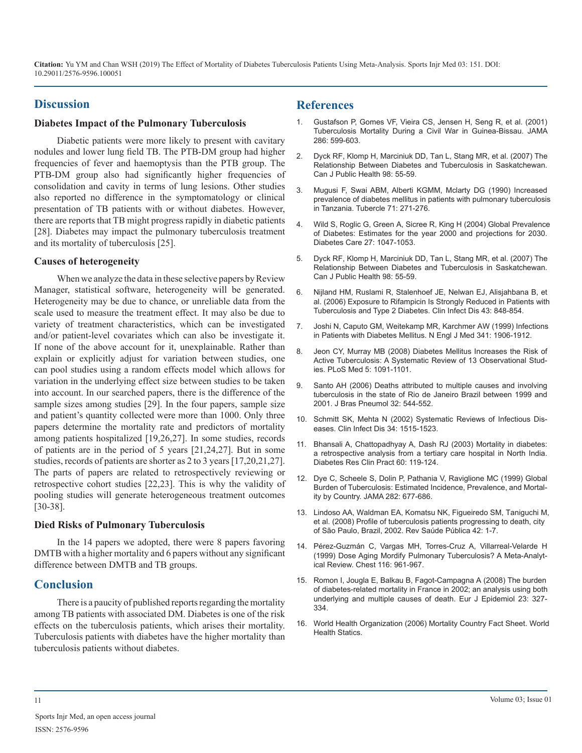## Discussion

### Diabetes Impact of the Pulmonary Tuberculosis

Diabetic patients were more likely to present with cavitary nodules and lower lung field TB. The PTB-DM group had higher frequencies of fever and haemoptysis than the PTB group. The PTB-DM group also had significantly higher frequencies of consolidation and cavity in terms of lung lesions. Other studies also reported no difference in the symptomatology or clinical presentation of TB patients with or without diabetes. However, there are reports that TB might progress rapidly in diabetic patients [28]. Diabetes may impact the pulmonary tuberculosis treatment and its mortality of tuberculosis [25].

### Causes of heterogeneity

When we analyze the data in these selective papers by Review Manager, statistical software, heterogeneity will be generated. Heterogeneity may be due to chance, or unreliable data from the scale used to measure the treatment effect. It may also be due to variety of treatment characteristics, which can be investigated and/or patient-level covariates which can also be investigate it. If none of the above account for it, unexplainable. Rather than explain or explicitly adjust for variation between studies, one can pool studies using a random effects model which allows for variation in the underlying effect size between studies to be taken into account. In our searched papers, there is the difference of the sample sizes among studies [29]. In the four papers, sample size and patient's quantity collected were more than 1000. Only three papers determine the mortality rate and predictors of mortality among patients hospitalized [19,26,27]. In some studies, records of patients are in the period of 5 years [21,24,27]. But in some studies, records of patients are shorter as 2 to 3 years [17,20,21,27]. The parts of papers are related to retrospectively reviewing or retrospective cohort studies [22,23]. This is why the validity of pooling studies will generate heterogeneous treatment outcomes [30-38].

### Died Risks of Pulmonary Tuberculosis

In the 14 papers we adopted, there were 8 papers favoring DMTB with a higher mortality and 6 papers without any significant difference between DMTB and TB groups.

## Conclusion

There is a paucity of published reports regarding the mortality among TB patients with associated DM. Diabetes is one of the risk effects on the tuberculosis patients, which arises their mortality. Tuberculosis patients with diabetes have the higher mortality than tuberculosis patients without diabetes.

## References

1. Gustafson P, Gomes VF, Vieira CS, Jensen H, Seng R, et al. (2001) Tuberculosis Mortality During a Civil War in Guinea-Bissau. JAMA 286: 599-603.
2. Dyck RF, Klomp H, Marciniuk DD, Tan L, Stang MR, et al. (2007) The Relationship Between Diabetes and Tuberculosis in Saskatchewan. Can J Public Health 98: 55-59.
3. Mugusi F, Swai ABM, Alberti KGMM, Mclarty DG (1990) Increased prevalence of diabetes mellitus in patients with pulmonary tuberculosis in Tanzania. Tubercle 71: 271-276.
4. Wild S, Roglic G, Green A, Sicree R, King H (2004) Global Prevalence of Diabetes: Estimates for the year 2000 and projections for 2030. Diabetes Care 27: 1047-1053.
5. Dyck RF, Klomp H, Marciniuk DD, Tan L, Stang MR, et al. (2007) The Relationship Between Diabetes and Tuberculosis in Saskatchewan. Can J Public Health 98: 55-59.
6. Nijland HM, Ruslami R, Stalenhoef JE, Nelwan EJ, Alisjahbana B, et al. (2006) Exposure to Rifampicin Is Strongly Reduced in Patients with Tuberculosis and Type 2 Diabetes. Clin Infect Dis 43: 848-854.
7. Joshi N, Caputo GM, Weitekamp MR, Karchmer AW (1999) Infections in Patients with Diabetes Mellitus. N Engl J Med 341: 1906-1912.
8. Jeon CY, Murray MB (2008) Diabetes Mellitus Increases the Risk of Active Tuberculosis: A Systematic Review of 13 Observational Studies. PLoS Med 5: 1091-1101.
9. Santo AH (2006) Deaths attributed to multiple causes and involving tuberculosis in the state of Rio de Janeiro Brazil between 1999 and 2001. J Bras Pneumol 32: 544-552.
10. Schmitt SK, Mehta N (2002) Systematic Reviews of Infectious Diseases. Clin Infect Dis 34: 1515-1523.
11. Bhansali A, Chattopadhyay A, Dash RJ (2003) Mortality in diabetes: a retrospective analysis from a tertiary care hospital in North India. Diabetes Res Clin Pract 60: 119-124.
12. Dye C, Scheele S, Dolin P, Pathania V, Raviglione MC (1999) Global Burden of Tuberculosis: Estimated Incidence, Prevalence, and Mortality by Country. JAMA 282: 677-686.
13. Lindoso AA, Waldman EA, Komatsu NK, Figueiredo SM, Taniguchi M, et al. (2008) Profile of tuberculosis patients progressing to death, city of São Paulo, Brazil, 2002. Rev Saúde Pública 42: 1-7.
14. Pérez-Guzmán C, Vargas MH, Torres-Cruz A, Villarreal-Velarde H (1999) Dose Aging Mordify Pulmonary Tuberculosis? A Meta-Analytical Review. Chest 116: 961-967.
15. Romon I, Jougla E, Balkau B, Fagot-Campagna A (2008) The burden of diabetes-related mortality in France in 2002; an analysis using both underlying and multiple causes of death. Eur J Epidemiol 23: 327-334.
16. World Health Organization (2006) Mortality Country Fact Sheet. World Health Statics.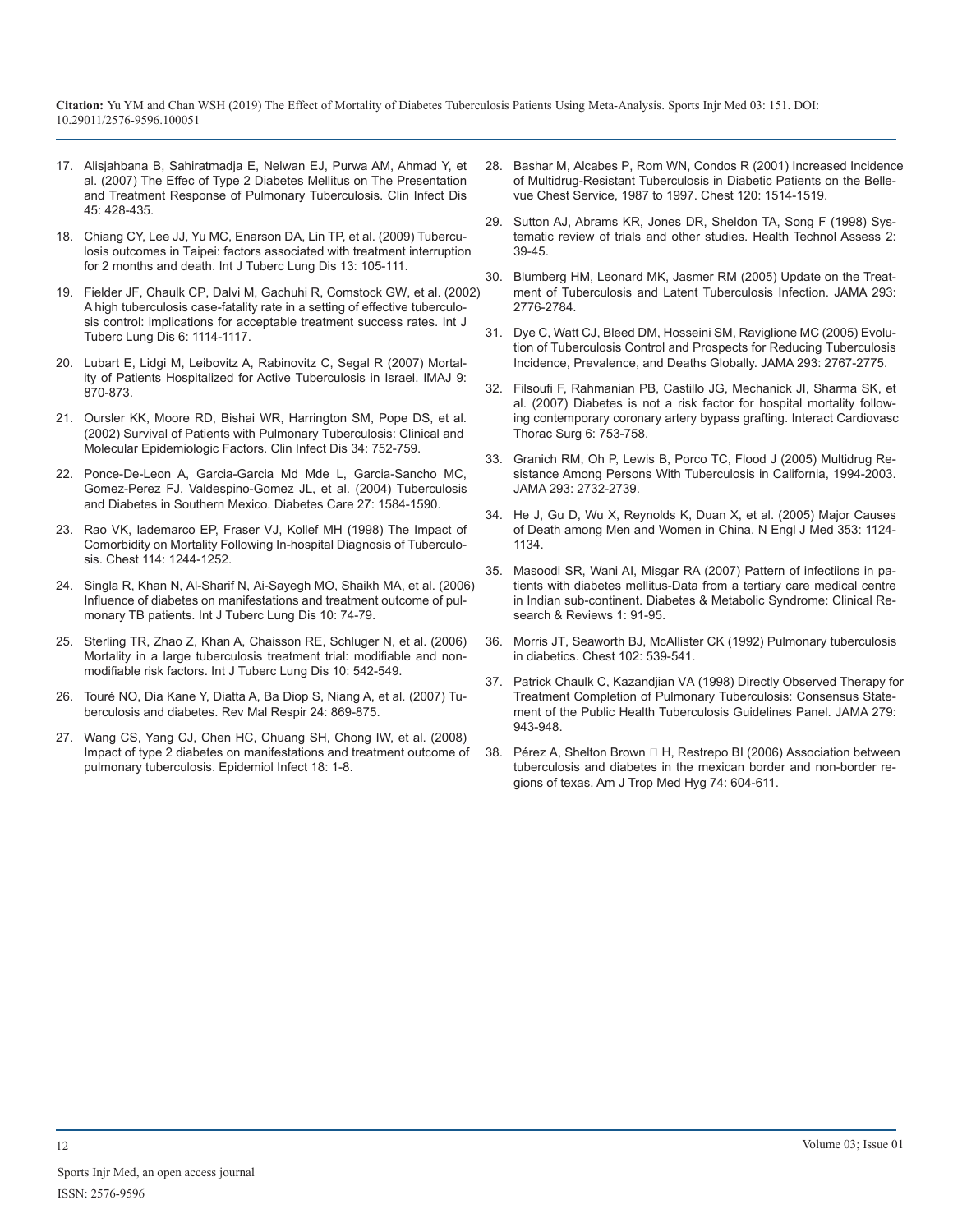17. Alisjahbana B, Sahiratmadja E, Nelwan EJ, Purwa AM, Ahmad Y, et al. (2007) The Effec of Type 2 Diabetes Mellitus on The Presentation and Treatment Response of Pulmonary Tuberculosis. Clin Infect Dis 45: 428-435.

18. Chiang CY, Lee JJ, Yu MC, Enarson DA, Lin TP, et al. (2009) Tuberculosis outcomes in Taipei: factors associated with treatment interruption for 2 months and death. Int J Tuberc Lung Dis 13: 105-111.

19. Fielder JF, Chaulk CP, Dalvi M, Gachuhi R, Comstock GW, et al. (2002) A high tuberculosis case-fatality rate in a setting of effective tuberculosis control: implications for acceptable treatment success rates. Int J Tuberc Lung Dis 6: 1114-1117.

20. Lubart E, Lidgi M, Leibovitz A, Rabinovitz C, Segal R (2007) Mortality of Patients Hospitalized for Active Tuberculosis in Israel. IMAJ 9: 870-873.

21. Oursler KK, Moore RD, Bishai WR, Harrington SM, Pope DS, et al. (2002) Survival of Patients with Pulmonary Tuberculosis: Clinical and Molecular Epidemiologic Factors. Clin Infect Dis 34: 752-759.

22. Ponce-De-Leon A, Garcia-Garcia Md Mde L, Garcia-Sancho MC, Gomez-Perez FJ, Valdespino-Gomez JL, et al. (2004) Tuberculosis and Diabetes in Southern Mexico. Diabetes Care 27: 1584-1590.

23. Rao VK, Iademarco EP, Fraser VJ, Kollef MH (1998) The Impact of Comorbidity on Mortality Following In-hospital Diagnosis of Tuberculosis. Chest 114: 1244-1252.

24. Singla R, Khan N, Al-Sharif N, Ai-Sayegh MO, Shaikh MA, et al. (2006) Influence of diabetes on manifestations and treatment outcome of pulmonary TB patients. Int J Tuberc Lung Dis 10: 74-79.

25. Sterling TR, Zhao Z, Khan A, Chaisson RE, Schluger N, et al. (2006) Mortality in a large tuberculosis treatment trial: modifiable and non-modifiable risk factors. Int J Tuberc Lung Dis 10: 542-549.

26. Touré NO, Dia Kane Y, Diatta A, Ba Diop S, Niang A, et al. (2007) Tuberculosis and diabetes. Rev Mal Respir 24: 869-875.

27. Wang CS, Yang CJ, Chen HC, Chuang SH, Chong IW, et al. (2008) Impact of type 2 diabetes on manifestations and treatment outcome of pulmonary tuberculosis. Epidemiol Infect 18: 1-8.

28. Bashar M, Alcabes P, Rom WN, Condos R (2001) Increased Incidence of Multidrug-Resistant Tuberculosis in Diabetic Patients on the Bellevue Chest Service, 1987 to 1997. Chest 120: 1514-1519.

29. Sutton AJ, Abrams KR, Jones DR, Sheldon TA, Song F (1998) Systematic review of trials and other studies. Health Technol Assess 2: 39-45.

30. Blumberg HM, Leonard MK, Jasmer RM (2005) Update on the Treatment of Tuberculosis and Latent Tuberculosis Infection. JAMA 293: 2776-2784.

31. Dye C, Watt CJ, Bleed DM, Hosseini SM, Raviglione MC (2005) Evolution of Tuberculosis Control and Prospects for Reducing Tuberculosis Incidence, Prevalence, and Deaths Globally. JAMA 293: 2767-2775.

32. Filsoufi F, Rahmanian PB, Castillo JG, Mechanick JI, Sharma SK, et al. (2007) Diabetes is not a risk factor for hospital mortality following contemporary coronary artery bypass grafting. Interact Cardiovasc Thorac Surg 6: 753-758.

33. Granich RM, Oh P, Lewis B, Porco TC, Flood J (2005) Multidrug Resistance Among Persons With Tuberculosis in California, 1994-2003. JAMA 293: 2732-2739.

34. He J, Gu D, Wu X, Reynolds K, Duan X, et al. (2005) Major Causes of Death among Men and Women in China. N Engl J Med 353: 1124-1134.

35. Masoodi SR, Wani AI, Misgar RA (2007) Pattern of infectiions in patients with diabetes mellitus-Data from a tertiary care medical centre in Indian sub-continent. Diabetes & Metabolic Syndrome: Clinical Research & Reviews 1: 91-95.

36. Morris JT, Seaworth BJ, McAllister CK (1992) Pulmonary tuberculosis in diabetics. Chest 102: 539-541.

37. Patrick Chaulk C, Kazandjian VA (1998) Directly Observed Therapy for Treatment Completion of Pulmonary Tuberculosis: Consensus Statement of the Public Health Tuberculosis Guidelines Panel. JAMA 279: 943-948.

38. Pérez A, Shelton Brown  H, Restrepo BI (2006) Association between tuberculosis and diabetes in the mexican border and non-border regions of texas. Am J Trop Med Hyg 74: 604-611.